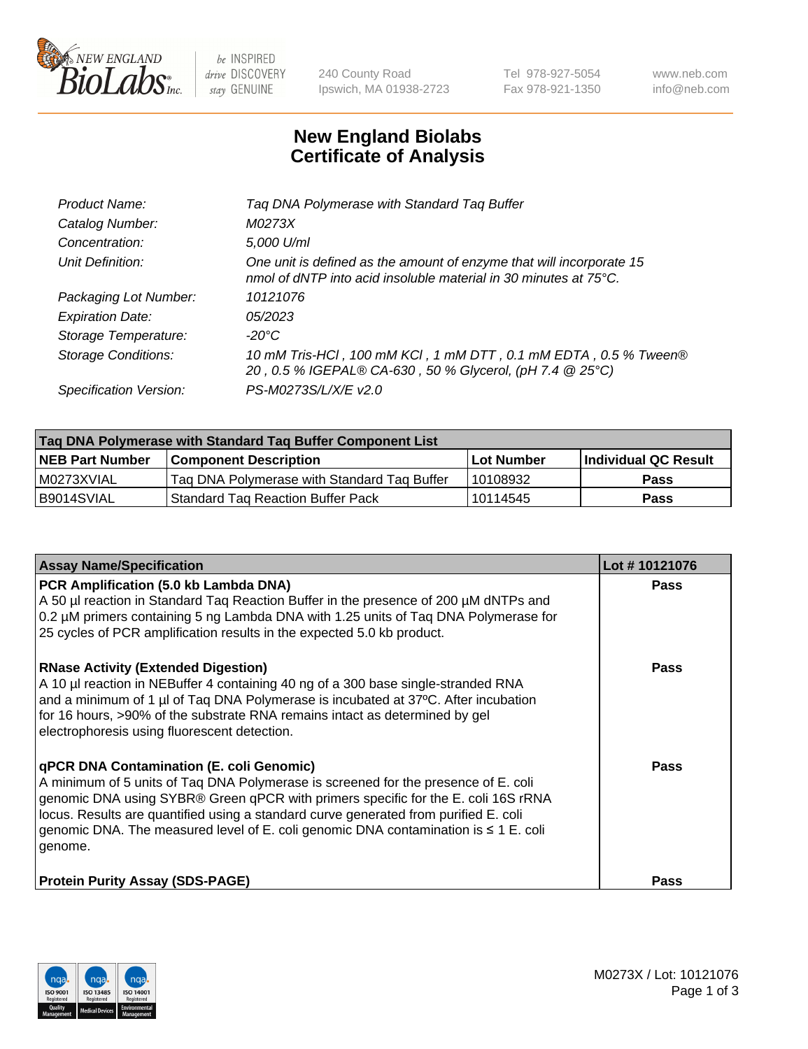# New England Biolabs Certificate of Analysis

| | |
|---|---|
| Product Name: | Taq DNA Polymerase with Standard Taq Buffer |
| Catalog Number: | M0273X |
| Concentration: | 5,000 U/ml |
| Unit Definition: | One unit is defined as the amount of enzyme that will incorporate 15 nmol of dNTP into acid insoluble material in 30 minutes at 75°C. |
| Packaging Lot Number: | 10121076 |
| Expiration Date: | 05/2023 |
| Storage Temperature: | -20°C |
| Storage Conditions: | 10 mM Tris-HCl , 100 mM KCl , 1 mM DTT , 0.1 mM EDTA , 0.5 % Tween® 20 , 0.5 % IGEPAL® CA-630 , 50 % Glycerol, (pH 7.4 @ 25°C) |
| Specification Version: | PS-M0273S/L/X/E v2.0 |

| Taq DNA Polymerase with Standard Taq Buffer Component List | | | |
|---|---|---|---|
| **NEB Part Number** | **Component Description** | **Lot Number** | **Individual QC Result** |
| M0273XVIAL | Taq DNA Polymerase with Standard Taq Buffer | 10108932 | **Pass** |
| B9014SVIAL | Standard Taq Reaction Buffer Pack | 10114545 | **Pass** |

| Assay Name/Specification | Lot # 10121076 |
|---|---|
| **PCR Amplification (5.0 kb Lambda DNA)**<br>A 50 µl reaction in Standard Taq Reaction Buffer in the presence of 200 µM dNTPs and 0.2 µM primers containing 5 ng Lambda DNA with 1.25 units of Taq DNA Polymerase for 25 cycles of PCR amplification results in the expected 5.0 kb product. | **Pass** |
| **RNase Activity (Extended Digestion)**<br>A 10 µl reaction in NEBuffer 4 containing 40 ng of a 300 base single-stranded RNA and a minimum of 1 µl of Taq DNA Polymerase is incubated at 37ºC. After incubation for 16 hours, >90% of the substrate RNA remains intact as determined by gel electrophoresis using fluorescent detection. | **Pass** |
| **qPCR DNA Contamination (E. coli Genomic)**<br>A minimum of 5 units of Taq DNA Polymerase is screened for the presence of E. coli genomic DNA using SYBR® Green qPCR with primers specific for the E. coli 16S rRNA locus. Results are quantified using a standard curve generated from purified E. coli genomic DNA. The measured level of E. coli genomic DNA contamination is ≤ 1 E. coli genome. | **Pass** |
| **Protein Purity Assay (SDS-PAGE)** | **Pass** |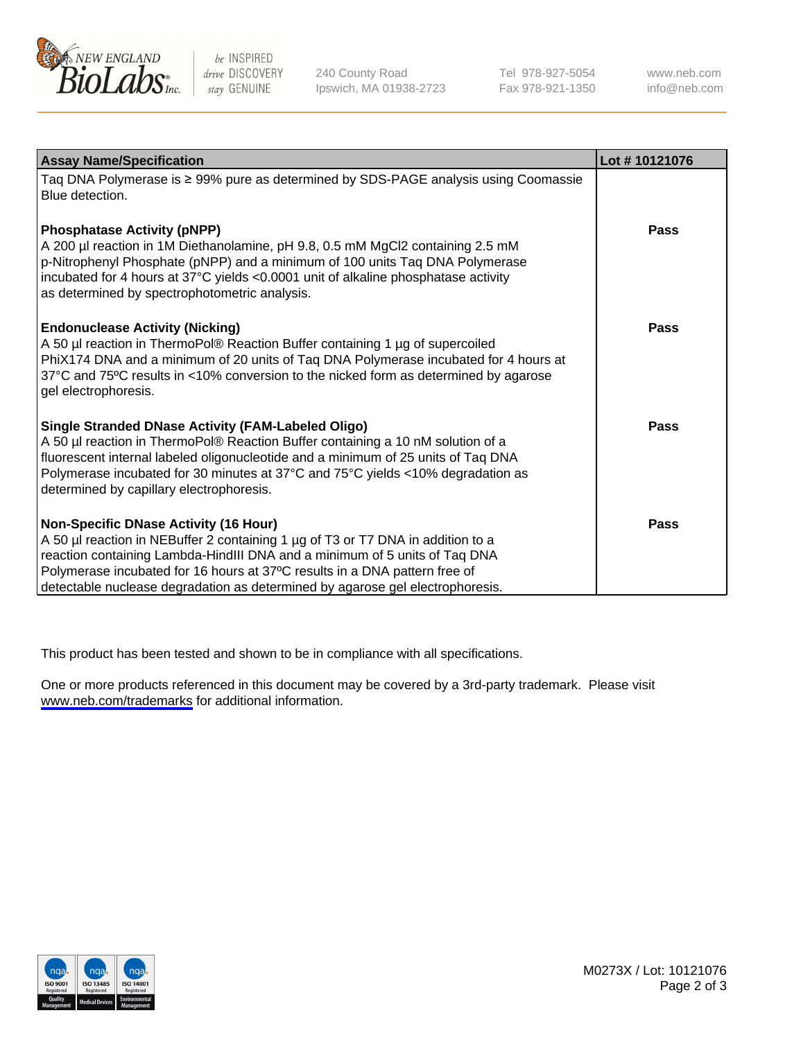| Assay Name/Specification | Lot # 10121076 |
| --- | --- |
| Taq DNA Polymerase is ≥ 99% pure as determined by SDS-PAGE analysis using Coomassie Blue detection. | |
| **Phosphatase Activity (pNPP)**<br>A 200 µl reaction in 1M Diethanolamine, pH 9.8, 0.5 mM MgCl2 containing 2.5 mM p-Nitrophenyl Phosphate (pNPP) and a minimum of 100 units Taq DNA Polymerase incubated for 4 hours at 37°C yields <0.0001 unit of alkaline phosphatase activity as determined by spectrophotometric analysis. | **Pass** |
| **Endonuclease Activity (Nicking)**<br>A 50 µl reaction in ThermoPol® Reaction Buffer containing 1 µg of supercoiled PhiX174 DNA and a minimum of 20 units of Taq DNA Polymerase incubated for 4 hours at 37°C and 75ºC results in <10% conversion to the nicked form as determined by agarose gel electrophoresis. | **Pass** |
| **Single Stranded DNase Activity (FAM-Labeled Oligo)**<br>A 50 µl reaction in ThermoPol® Reaction Buffer containing a 10 nM solution of a fluorescent internal labeled oligonucleotide and a minimum of 25 units of Taq DNA Polymerase incubated for 30 minutes at 37°C and 75°C yields <10% degradation as determined by capillary electrophoresis. | **Pass** |
| **Non-Specific DNase Activity (16 Hour)**<br>A 50 µl reaction in NEBuffer 2 containing 1 µg of T3 or T7 DNA in addition to a reaction containing Lambda-HindIII DNA and a minimum of 5 units of Taq DNA Polymerase incubated for 16 hours at 37ºC results in a DNA pattern free of detectable nuclease degradation as determined by agarose gel electrophoresis. | **Pass** |

This product has been tested and shown to be in compliance with all specifications.

One or more products referenced in this document may be covered by a 3rd-party trademark. Please visit www.neb.com/trademarks for additional information.

M0273X / Lot: 10121076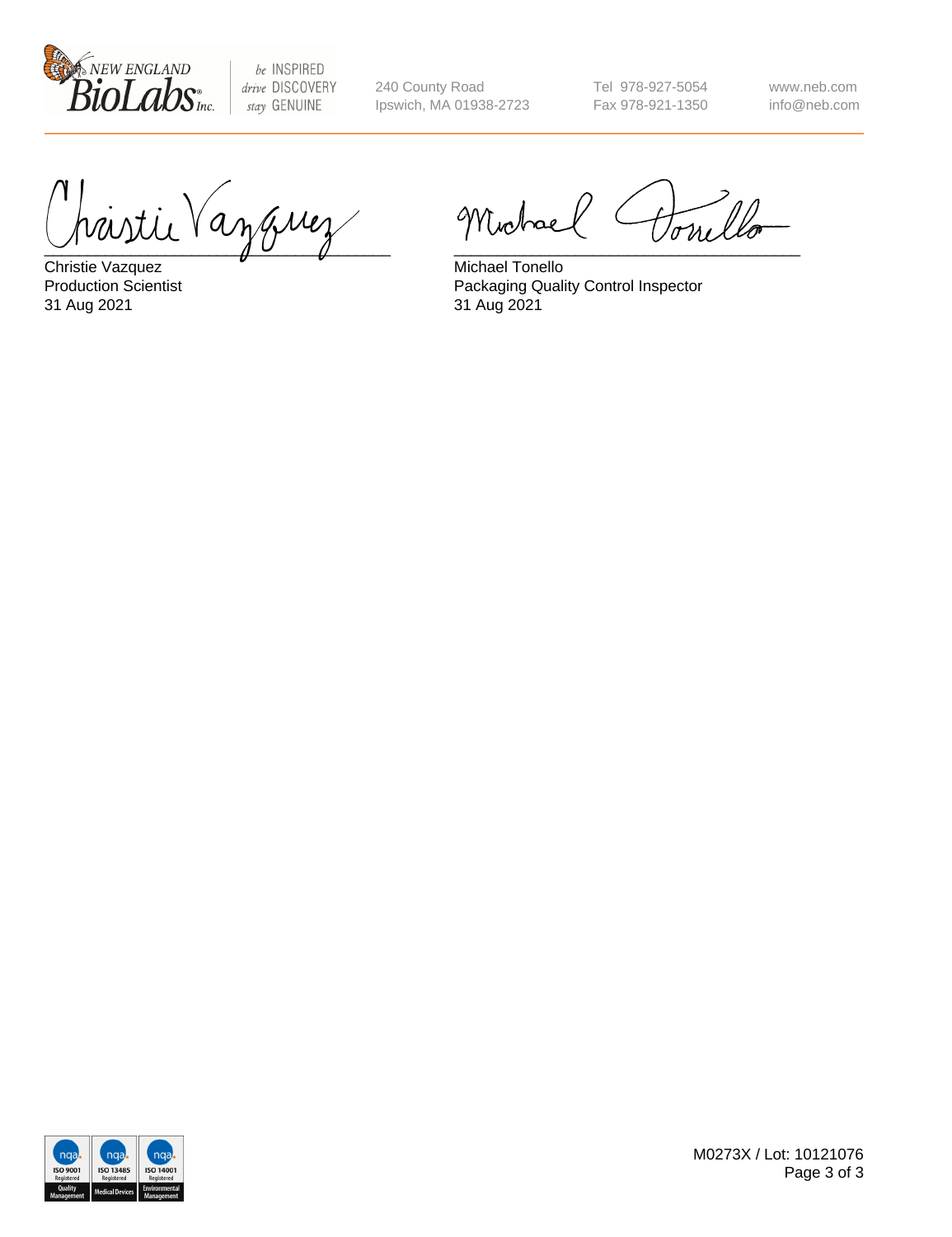Christie Vazquez
Production Scientist
31 Aug 2021

Michael Tonello
Packaging Quality Control Inspector
31 Aug 2021

M0273X / Lot: 10121076